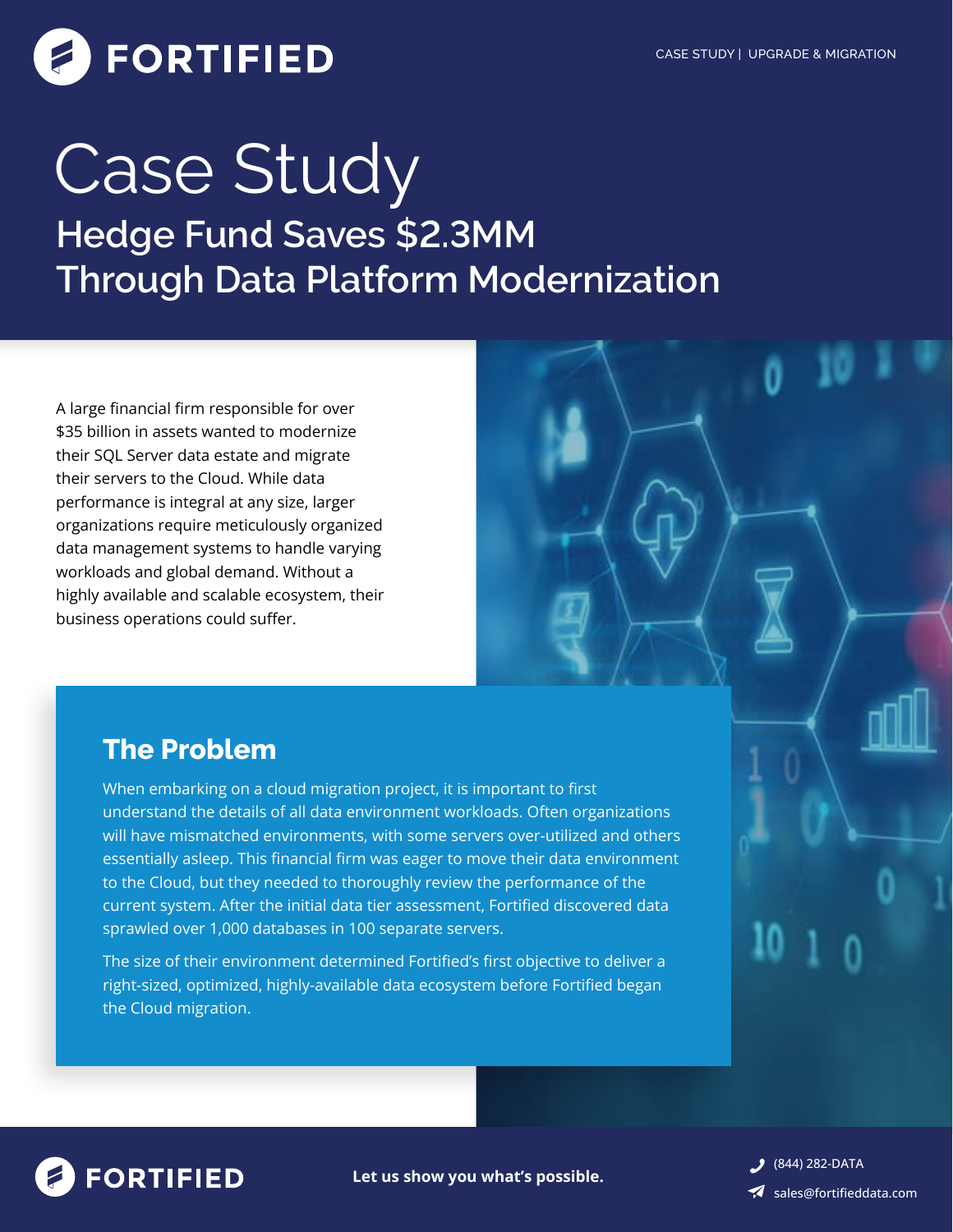FORTIFIED

CASE STUDY | UPGRADE & MIGRATION

# Case Study

## Hedge Fund Saves $2.3MM Through Data Platform Modernization

A large financial firm responsible for over $35 billion in assets wanted to modernize their SQL Server data estate and migrate their servers to the Cloud. While data performance is integral at any size, larger organizations require meticulously organized data management systems to handle varying workloads and global demand. Without a highly available and scalable ecosystem, their business operations could suffer.

## The Problem

When embarking on a cloud migration project, it is important to first understand the details of all data environment workloads. Often organizations will have mismatched environments, with some servers over-utilized and others essentially asleep. This financial firm was eager to move their data environment to the Cloud, but they needed to thoroughly review the performance of the current system. After the initial data tier assessment, Fortified discovered data sprawled over 1,000 databases in 100 separate servers.

The size of their environment determined Fortified's first objective to deliver a right-sized, optimized, highly-available data ecosystem before Fortified began the Cloud migration.

FORTIFIED

**Let us show you what's possible.**

(844) 282-DATA

sales@fortifieddata.com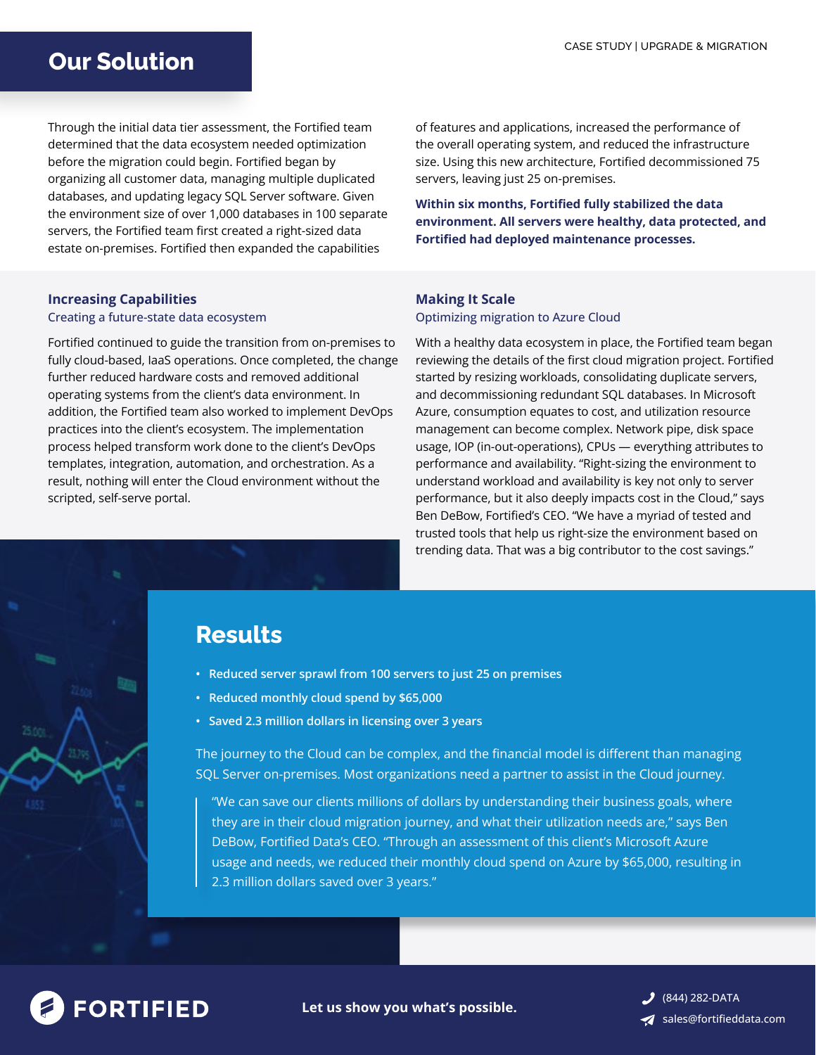## Our Solution

Through the initial data tier assessment, the Fortified team determined that the data ecosystem needed optimization before the migration could begin. Fortified began by organizing all customer data, managing multiple duplicated databases, and updating legacy SQL Server software. Given the environment size of over 1,000 databases in 100 separate servers, the Fortified team first created a right-sized data estate on-premises. Fortified then expanded the capabilities of features and applications, increased the performance of the overall operating system, and reduced the infrastructure size. Using this new architecture, Fortified decommissioned 75 servers, leaving just 25 on-premises.

**Within six months, Fortified fully stabilized the data environment. All servers were healthy, data protected, and Fortified had deployed maintenance processes.**

### Increasing Capabilities

Creating a future-state data ecosystem

Fortified continued to guide the transition from on-premises to fully cloud-based, IaaS operations. Once completed, the change further reduced hardware costs and removed additional operating systems from the client's data environment. In addition, the Fortified team also worked to implement DevOps practices into the client's ecosystem. The implementation process helped transform work done to the client's DevOps templates, integration, automation, and orchestration. As a result, nothing will enter the Cloud environment without the scripted, self-serve portal.

### Making It Scale

Optimizing migration to Azure Cloud

With a healthy data ecosystem in place, the Fortified team began reviewing the details of the first cloud migration project. Fortified started by resizing workloads, consolidating duplicate servers, and decommissioning redundant SQL databases. In Microsoft Azure, consumption equates to cost, and utilization resource management can become complex. Network pipe, disk space usage, IOP (in-out-operations), CPUs — everything attributes to performance and availability. "Right-sizing the environment to understand workload and availability is key not only to server performance, but it also deeply impacts cost in the Cloud," says Ben DeBow, Fortified's CEO. "We have a myriad of tested and trusted tools that help us right-size the environment based on trending data. That was a big contributor to the cost savings."

## Results

- **Reduced server sprawl from 100 servers to just 25 on premises**
- **Reduced monthly cloud spend by $65,000**
- **Saved 2.3 million dollars in licensing over 3 years**

The journey to the Cloud can be complex, and the financial model is different than managing SQL Server on-premises. Most organizations need a partner to assist in the Cloud journey.

> "We can save our clients millions of dollars by understanding their business goals, where they are in their cloud migration journey, and what their utilization needs are," says Ben DeBow, Fortified Data's CEO. "Through an assessment of this client's Microsoft Azure usage and needs, we reduced their monthly cloud spend on Azure by $65,000, resulting in 2.3 million dollars saved over 3 years."

FORTIFIED

**Let us show you what's possible.**

(844) 282-DATA

sales@fortifieddata.com